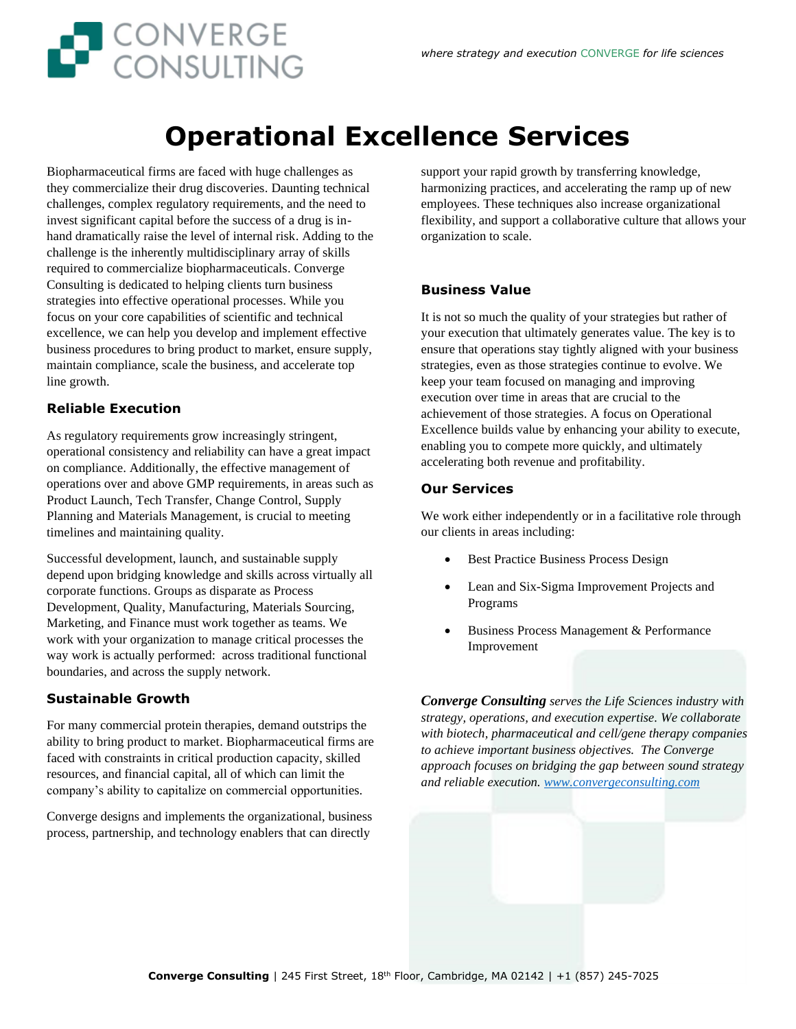CONVERGE CONSULTING

*where strategy and execution CONVERGE for life sciences*

# Operational Excellence Services

Biopharmaceutical firms are faced with huge challenges as they commercialize their drug discoveries. Daunting technical challenges, complex regulatory requirements, and the need to invest significant capital before the success of a drug is in-hand dramatically raise the level of internal risk. Adding to the challenge is the inherently multidisciplinary array of skills required to commercialize biopharmaceuticals. Converge Consulting is dedicated to helping clients turn business strategies into effective operational processes. While you focus on your core capabilities of scientific and technical excellence, we can help you develop and implement effective business procedures to bring product to market, ensure supply, maintain compliance, scale the business, and accelerate top line growth.

### Reliable Execution

As regulatory requirements grow increasingly stringent, operational consistency and reliability can have a great impact on compliance. Additionally, the effective management of operations over and above GMP requirements, in areas such as Product Launch, Tech Transfer, Change Control, Supply Planning and Materials Management, is crucial to meeting timelines and maintaining quality.

Successful development, launch, and sustainable supply depend upon bridging knowledge and skills across virtually all corporate functions. Groups as disparate as Process Development, Quality, Manufacturing, Materials Sourcing, Marketing, and Finance must work together as teams. We work with your organization to manage critical processes the way work is actually performed: across traditional functional boundaries, and across the supply network.

### Sustainable Growth

For many commercial protein therapies, demand outstrips the ability to bring product to market. Biopharmaceutical firms are faced with constraints in critical production capacity, skilled resources, and financial capital, all of which can limit the company's ability to capitalize on commercial opportunities.

Converge designs and implements the organizational, business process, partnership, and technology enablers that can directly support your rapid growth by transferring knowledge, harmonizing practices, and accelerating the ramp up of new employees. These techniques also increase organizational flexibility, and support a collaborative culture that allows your organization to scale.

### Business Value

It is not so much the quality of your strategies but rather of your execution that ultimately generates value. The key is to ensure that operations stay tightly aligned with your business strategies, even as those strategies continue to evolve. We keep your team focused on managing and improving execution over time in areas that are crucial to the achievement of those strategies. A focus on Operational Excellence builds value by enhancing your ability to execute, enabling you to compete more quickly, and ultimately accelerating both revenue and profitability.

### Our Services

We work either independently or in a facilitative role through our clients in areas including:

- Best Practice Business Process Design
- Lean and Six-Sigma Improvement Projects and Programs
- Business Process Management & Performance Improvement

***Converge Consulting*** *serves the Life Sciences industry with strategy, operations, and execution expertise. We collaborate with biotech, pharmaceutical and cell/gene therapy companies to achieve important business objectives. The Converge approach focuses on bridging the gap between sound strategy and reliable execution.* [*www.convergeconsulting.com*](http://www.convergeconsulting.com)

**Converge Consulting** | 245 First Street, 18th Floor, Cambridge, MA 02142 | +1 (857) 245-7025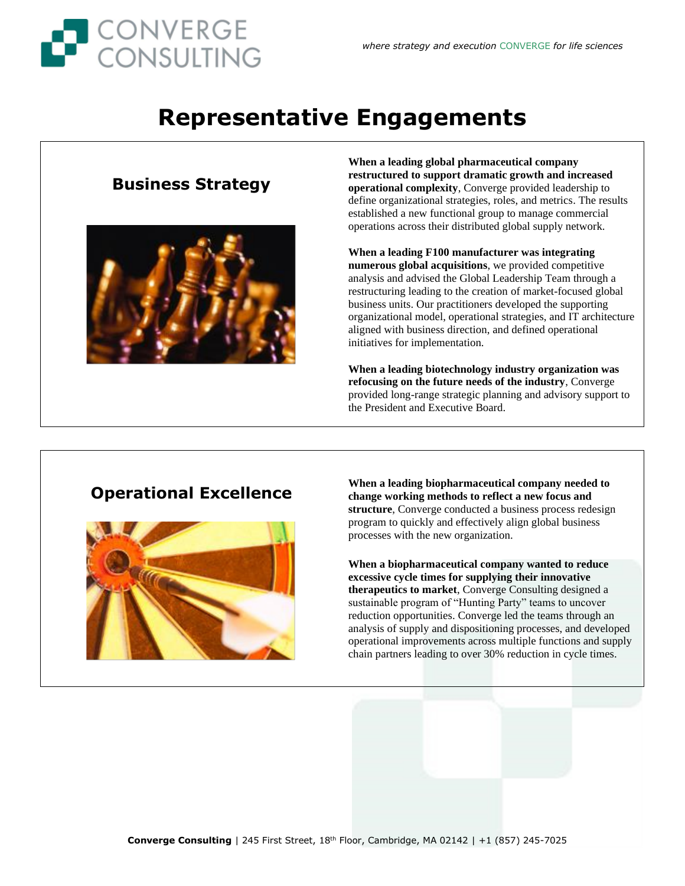# Representative Engagements

## Business Strategy

**When a leading global pharmaceutical company restructured to support dramatic growth and increased operational complexity**, Converge provided leadership to define organizational strategies, roles, and metrics. The results established a new functional group to manage commercial operations across their distributed global supply network.

**When a leading F100 manufacturer was integrating numerous global acquisitions**, we provided competitive analysis and advised the Global Leadership Team through a restructuring leading to the creation of market-focused global business units. Our practitioners developed the supporting organizational model, operational strategies, and IT architecture aligned with business direction, and defined operational initiatives for implementation.

**When a leading biotechnology industry organization was refocusing on the future needs of the industry**, Converge provided long-range strategic planning and advisory support to the President and Executive Board.

## Operational Excellence

**When a leading biopharmaceutical company needed to change working methods to reflect a new focus and structure**, Converge conducted a business process redesign program to quickly and effectively align global business processes with the new organization.

**When a biopharmaceutical company wanted to reduce excessive cycle times for supplying their innovative therapeutics to market**, Converge Consulting designed a sustainable program of "Hunting Party" teams to uncover reduction opportunities. Converge led the teams through an analysis of supply and dispositioning processes, and developed operational improvements across multiple functions and supply chain partners leading to over 30% reduction in cycle times.